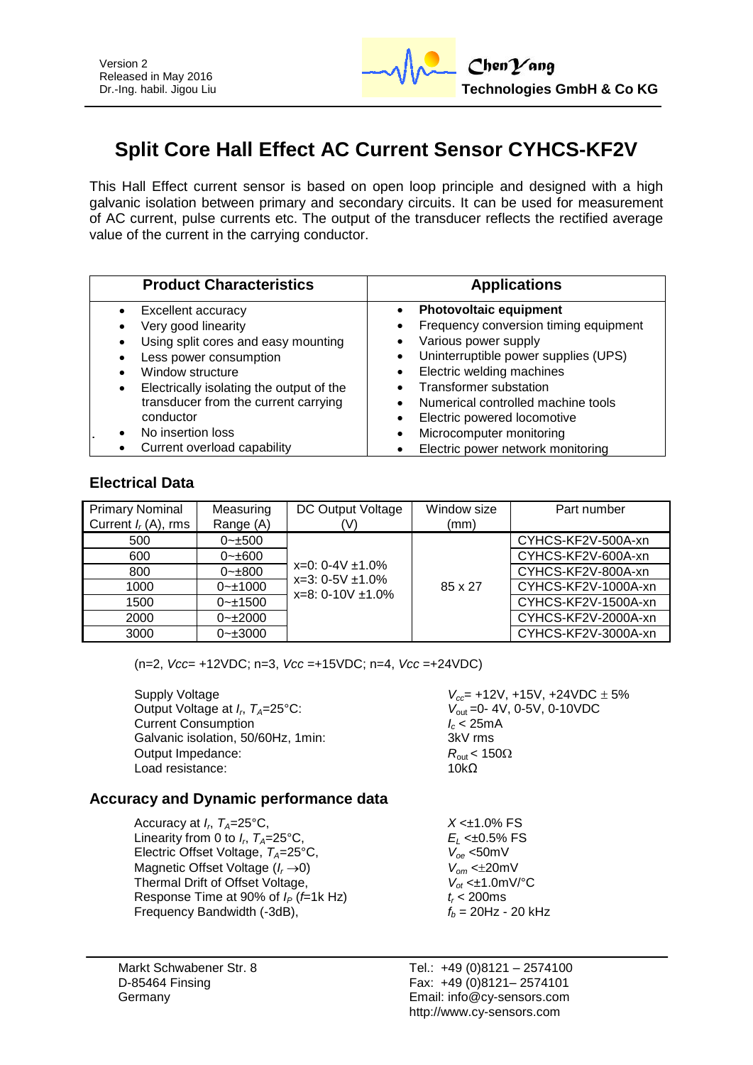Version 2
Released in May 2016
Dr.-Ing. habil. Jigou Liu

**ChenYang Technologies GmbH & Co KG**

# Split Core Hall Effect AC Current Sensor CYHCS-KF2V

This Hall Effect current sensor is based on open loop principle and designed with a high galvanic isolation between primary and secondary circuits. It can be used for measurement of AC current, pulse currents etc. The output of the transducer reflects the rectified average value of the current in the carrying conductor.

| Product Characteristics | Applications |
|---|---|
| • Excellent accuracy<br>• Very good linearity<br>• Using split cores and easy mounting<br>• Less power consumption<br>• Window structure<br>• Electrically isolating the output of the transducer from the current carrying conductor<br>• No insertion loss<br>• Current overload capability | • **Photovoltaic equipment**<br>• Frequency conversion timing equipment<br>• Various power supply<br>• Uninterruptible power supplies (UPS)<br>• Electric welding machines<br>• Transformer substation<br>• Numerical controlled machine tools<br>• Electric powered locomotive<br>• Microcomputer monitoring<br>• Electric power network monitoring |

## Electrical Data

| Primary Nominal Current $I_r$ (A), rms | Measuring Range (A) | DC Output Voltage (V) | Window size (mm) | Part number |
|---|---|---|---|---|
| 500 | 0~±500 | x=0: 0-4V ±1.0%<br>x=3: 0-5V ±1.0%<br>x=8: 0-10V ±1.0% | 85 x 27 | CYHCS-KF2V-500A-xn |
| 600 | 0~±600 | | | CYHCS-KF2V-600A-xn |
| 800 | 0~±800 | | | CYHCS-KF2V-800A-xn |
| 1000 | 0~±1000 | | | CYHCS-KF2V-1000A-xn |
| 1500 | 0~±1500 | | | CYHCS-KF2V-1500A-xn |
| 2000 | 0~±2000 | | | CYHCS-KF2V-2000A-xn |
| 3000 | 0~±3000 | | | CYHCS-KF2V-3000A-xn |

(n=2, *Vcc*= +12VDC; n=3, *Vcc* =+15VDC; n=4, *Vcc* =+24VDC)

| | |
|---|---|
| Supply Voltage | $V_{cc}$= +12V, +15V, +24VDC ± 5% |
| Output Voltage at $I_r$, $T_A$=25°C: | $V_{out}$ =0- 4V, 0-5V, 0-10VDC |
| Current Consumption | $I_c$ < 25mA |
| Galvanic isolation, 50/60Hz, 1min: | 3kV rms |
| Output Impedance: | $R_{out}$ < 150Ω |
| Load resistance: | 10kΩ |

## Accuracy and Dynamic performance data

| | |
|---|---|
| Accuracy at $I_r$, $T_A$=25°C, | $X$ <±1.0% FS |
| Linearity from 0 to $I_r$, $T_A$=25°C, | $E_L$ <±0.5% FS |
| Electric Offset Voltage, $T_A$=25°C, | $V_{oe}$ <50mV |
| Magnetic Offset Voltage ($I_r \rightarrow 0$) | $V_{om}$ <±20mV |
| Thermal Drift of Offset Voltage, | $V_{ot}$ <±1.0mV/°C |
| Response Time at 90% of $I_P$ ($f$=1k Hz) | $t_r$ < 200ms |
| Frequency Bandwidth (-3dB), | $f_b$ = 20Hz - 20 kHz |

Markt Schwabener Str. 8
D-85464 Finsing
Germany

Tel.: +49 (0)8121 – 2574100
Fax: +49 (0)8121– 2574101
Email: info@cy-sensors.com
http://www.cy-sensors.com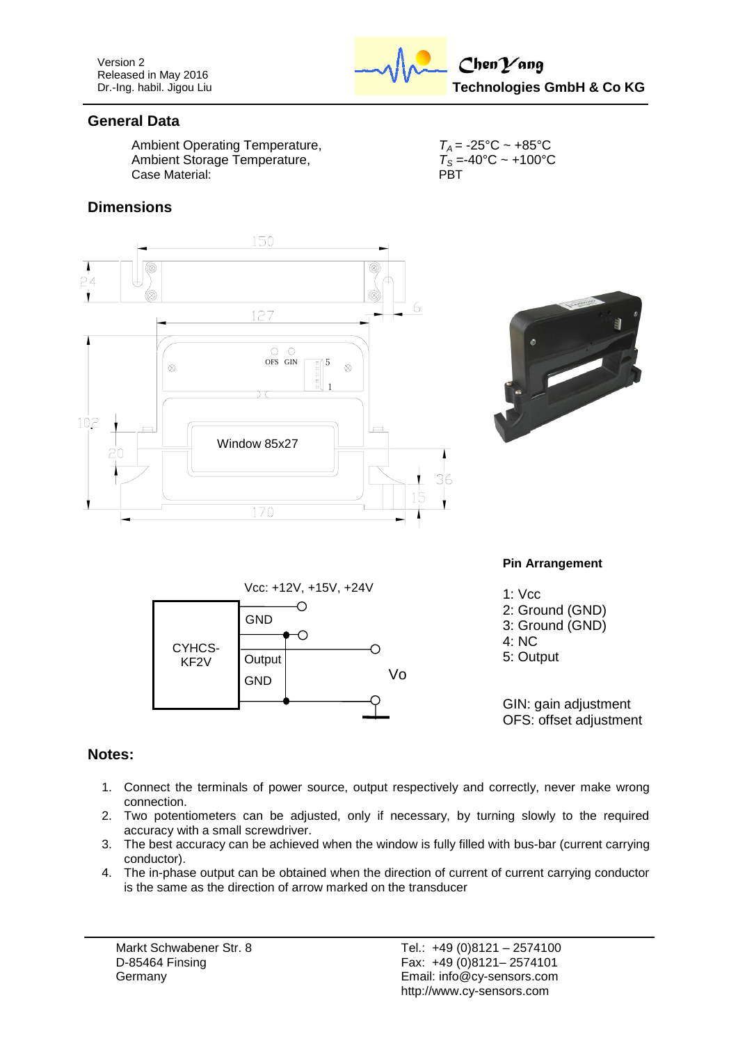## General Data

| | |
|---|---|
| Ambient Operating Temperature, | $T_A$ = -25°C ~ +85°C |
| Ambient Storage Temperature, | $T_S$ =-40°C ~ +100°C |
| Case Material: | PBT |

## Dimensions

150

24

6

127

OFS GIN

5

1

102

20

Window 85x27

36

15

170

Vcc: +12V, +15V, +24V

GND

CYHCS-KF2V

Output

GND

Vo

**Pin Arrangement**

1: Vcc
2: Ground (GND)
3: Ground (GND)
4: NC
5: Output

GIN: gain adjustment
OFS: offset adjustment

## Notes:

1. Connect the terminals of power source, output respectively and correctly, never make wrong connection.
2. Two potentiometers can be adjusted, only if necessary, by turning slowly to the required accuracy with a small screwdriver.
3. The best accuracy can be achieved when the window is fully filled with bus-bar (current carrying conductor).
4. The in-phase output can be obtained when the direction of current of current carrying conductor is the same as the direction of arrow marked on the transducer